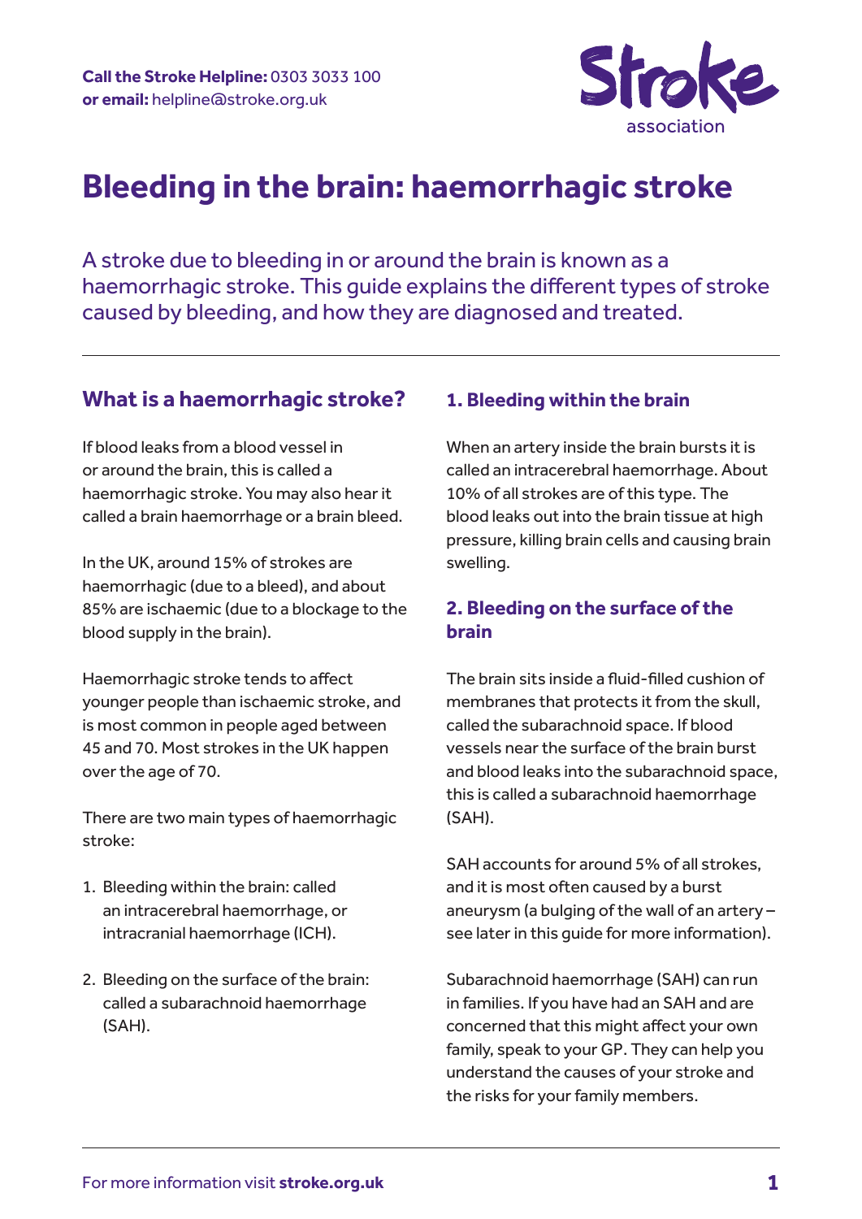Call the Stroke Helpline: 0303 3033 100
or email: helpline@stroke.org.uk

Stroke association

# Bleeding in the brain: haemorrhagic stroke

A stroke due to bleeding in or around the brain is known as a haemorrhagic stroke. This guide explains the different types of stroke caused by bleeding, and how they are diagnosed and treated.

## What is a haemorrhagic stroke?

If blood leaks from a blood vessel in or around the brain, this is called a haemorrhagic stroke. You may also hear it called a brain haemorrhage or a brain bleed.

In the UK, around 15% of strokes are haemorrhagic (due to a bleed), and about 85% are ischaemic (due to a blockage to the blood supply in the brain).

Haemorrhagic stroke tends to affect younger people than ischaemic stroke, and is most common in people aged between 45 and 70. Most strokes in the UK happen over the age of 70.

There are two main types of haemorrhagic stroke:

1. Bleeding within the brain: called an intracerebral haemorrhage, or intracranial haemorrhage (ICH).
2. Bleeding on the surface of the brain: called a subarachnoid haemorrhage (SAH).

### 1. Bleeding within the brain

When an artery inside the brain bursts it is called an intracerebral haemorrhage. About 10% of all strokes are of this type. The blood leaks out into the brain tissue at high pressure, killing brain cells and causing brain swelling.

### 2. Bleeding on the surface of the brain

The brain sits inside a fluid-filled cushion of membranes that protects it from the skull, called the subarachnoid space. If blood vessels near the surface of the brain burst and blood leaks into the subarachnoid space, this is called a subarachnoid haemorrhage (SAH).

SAH accounts for around 5% of all strokes, and it is most often caused by a burst aneurysm (a bulging of the wall of an artery – see later in this guide for more information).

Subarachnoid haemorrhage (SAH) can run in families. If you have had an SAH and are concerned that this might affect your own family, speak to your GP. They can help you understand the causes of your stroke and the risks for your family members.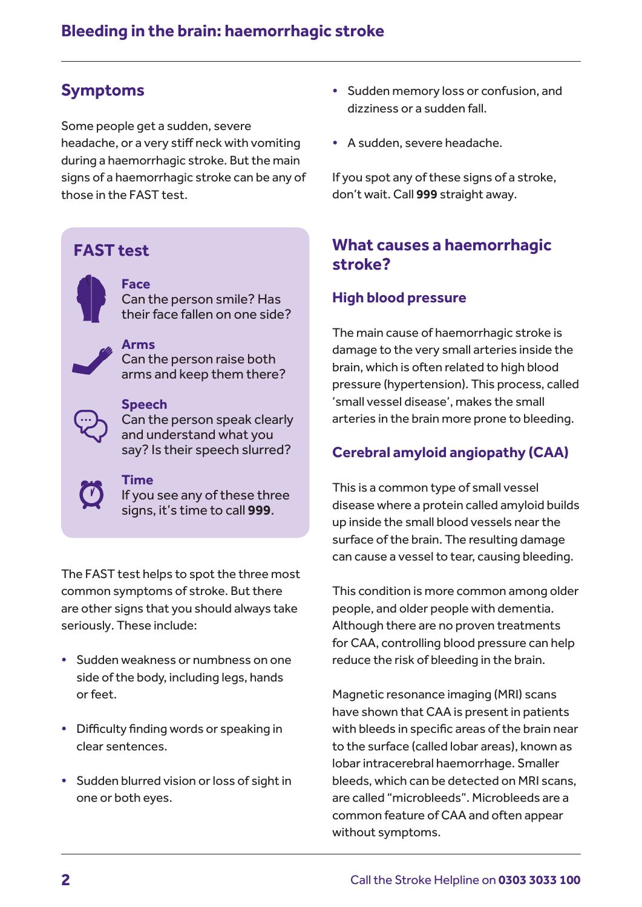## Symptoms

Some people get a sudden, severe headache, or a very stiff neck with vomiting during a haemorrhagic stroke. But the main signs of a haemorrhagic stroke can be any of those in the FAST test.

### FAST test

**Face**
Can the person smile? Has their face fallen on one side?

**Arms**
Can the person raise both arms and keep them there?

**Speech**
Can the person speak clearly and understand what you say? Is their speech slurred?

**Time**
If you see any of these three signs, it's time to call **999**.

The FAST test helps to spot the three most common symptoms of stroke. But there are other signs that you should always take seriously. These include:

- Sudden weakness or numbness on one side of the body, including legs, hands or feet.
- Difficulty finding words or speaking in clear sentences.
- Sudden blurred vision or loss of sight in one or both eyes.
- Sudden memory loss or confusion, and dizziness or a sudden fall.
- A sudden, severe headache.

If you spot any of these signs of a stroke, don't wait. Call **999** straight away.

## What causes a haemorrhagic stroke?

### High blood pressure

The main cause of haemorrhagic stroke is damage to the very small arteries inside the brain, which is often related to high blood pressure (hypertension). This process, called 'small vessel disease', makes the small arteries in the brain more prone to bleeding.

### Cerebral amyloid angiopathy (CAA)

This is a common type of small vessel disease where a protein called amyloid builds up inside the small blood vessels near the surface of the brain. The resulting damage can cause a vessel to tear, causing bleeding.

This condition is more common among older people, and older people with dementia. Although there are no proven treatments for CAA, controlling blood pressure can help reduce the risk of bleeding in the brain.

Magnetic resonance imaging (MRI) scans have shown that CAA is present in patients with bleeds in specific areas of the brain near to the surface (called lobar areas), known as lobar intracerebral haemorrhage. Smaller bleeds, which can be detected on MRI scans, are called "microbleeds". Microbleeds are a common feature of CAA and often appear without symptoms.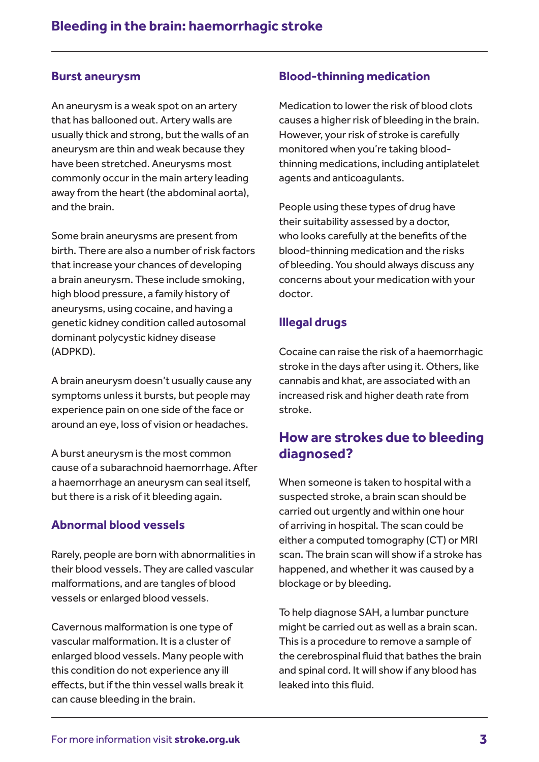## Burst aneurysm

An aneurysm is a weak spot on an artery that has ballooned out. Artery walls are usually thick and strong, but the walls of an aneurysm are thin and weak because they have been stretched. Aneurysms most commonly occur in the main artery leading away from the heart (the abdominal aorta), and the brain.

Some brain aneurysms are present from birth. There are also a number of risk factors that increase your chances of developing a brain aneurysm. These include smoking, high blood pressure, a family history of aneurysms, using cocaine, and having a genetic kidney condition called autosomal dominant polycystic kidney disease (ADPKD).

A brain aneurysm doesn't usually cause any symptoms unless it bursts, but people may experience pain on one side of the face or around an eye, loss of vision or headaches.

A burst aneurysm is the most common cause of a subarachnoid haemorrhage. After a haemorrhage an aneurysm can seal itself, but there is a risk of it bleeding again.

## Abnormal blood vessels

Rarely, people are born with abnormalities in their blood vessels. They are called vascular malformations, and are tangles of blood vessels or enlarged blood vessels.

Cavernous malformation is one type of vascular malformation. It is a cluster of enlarged blood vessels. Many people with this condition do not experience any ill effects, but if the thin vessel walls break it can cause bleeding in the brain.

## Blood-thinning medication

Medication to lower the risk of blood clots causes a higher risk of bleeding in the brain. However, your risk of stroke is carefully monitored when you're taking blood-thinning medications, including antiplatelet agents and anticoagulants.

People using these types of drug have their suitability assessed by a doctor, who looks carefully at the benefits of the blood-thinning medication and the risks of bleeding. You should always discuss any concerns about your medication with your doctor.

## Illegal drugs

Cocaine can raise the risk of a haemorrhagic stroke in the days after using it. Others, like cannabis and khat, are associated with an increased risk and higher death rate from stroke.

# How are strokes due to bleeding diagnosed?

When someone is taken to hospital with a suspected stroke, a brain scan should be carried out urgently and within one hour of arriving in hospital. The scan could be either a computed tomography (CT) or MRI scan. The brain scan will show if a stroke has happened, and whether it was caused by a blockage or by bleeding.

To help diagnose SAH, a lumbar puncture might be carried out as well as a brain scan. This is a procedure to remove a sample of the cerebrospinal fluid that bathes the brain and spinal cord. It will show if any blood has leaked into this fluid.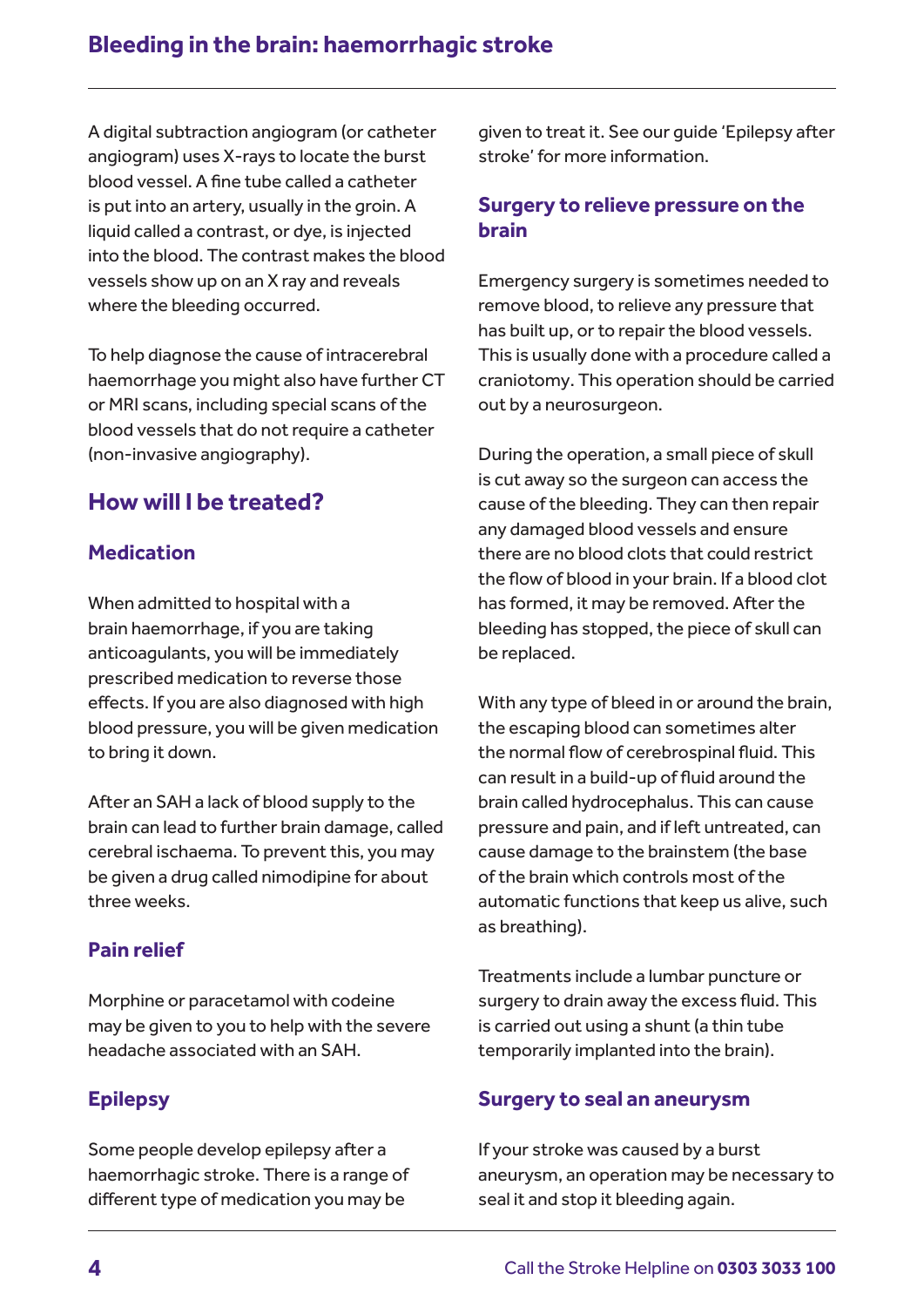A digital subtraction angiogram (or catheter angiogram) uses X-rays to locate the burst blood vessel. A fine tube called a catheter is put into an artery, usually in the groin. A liquid called a contrast, or dye, is injected into the blood. The contrast makes the blood vessels show up on an X ray and reveals where the bleeding occurred.

To help diagnose the cause of intracerebral haemorrhage you might also have further CT or MRI scans, including special scans of the blood vessels that do not require a catheter (non-invasive angiography).

## How will I be treated?

### Medication

When admitted to hospital with a brain haemorrhage, if you are taking anticoagulants, you will be immediately prescribed medication to reverse those effects. If you are also diagnosed with high blood pressure, you will be given medication to bring it down.

After an SAH a lack of blood supply to the brain can lead to further brain damage, called cerebral ischaema. To prevent this, you may be given a drug called nimodipine for about three weeks.

### Pain relief

Morphine or paracetamol with codeine may be given to you to help with the severe headache associated with an SAH.

### Epilepsy

Some people develop epilepsy after a haemorrhagic stroke. There is a range of different type of medication you may be given to treat it. See our guide 'Epilepsy after stroke' for more information.

### Surgery to relieve pressure on the brain

Emergency surgery is sometimes needed to remove blood, to relieve any pressure that has built up, or to repair the blood vessels. This is usually done with a procedure called a craniotomy. This operation should be carried out by a neurosurgeon.

During the operation, a small piece of skull is cut away so the surgeon can access the cause of the bleeding. They can then repair any damaged blood vessels and ensure there are no blood clots that could restrict the flow of blood in your brain. If a blood clot has formed, it may be removed. After the bleeding has stopped, the piece of skull can be replaced.

With any type of bleed in or around the brain, the escaping blood can sometimes alter the normal flow of cerebrospinal fluid. This can result in a build-up of fluid around the brain called hydrocephalus. This can cause pressure and pain, and if left untreated, can cause damage to the brainstem (the base of the brain which controls most of the automatic functions that keep us alive, such as breathing).

Treatments include a lumbar puncture or surgery to drain away the excess fluid. This is carried out using a shunt (a thin tube temporarily implanted into the brain).

### Surgery to seal an aneurysm

If your stroke was caused by a burst aneurysm, an operation may be necessary to seal it and stop it bleeding again.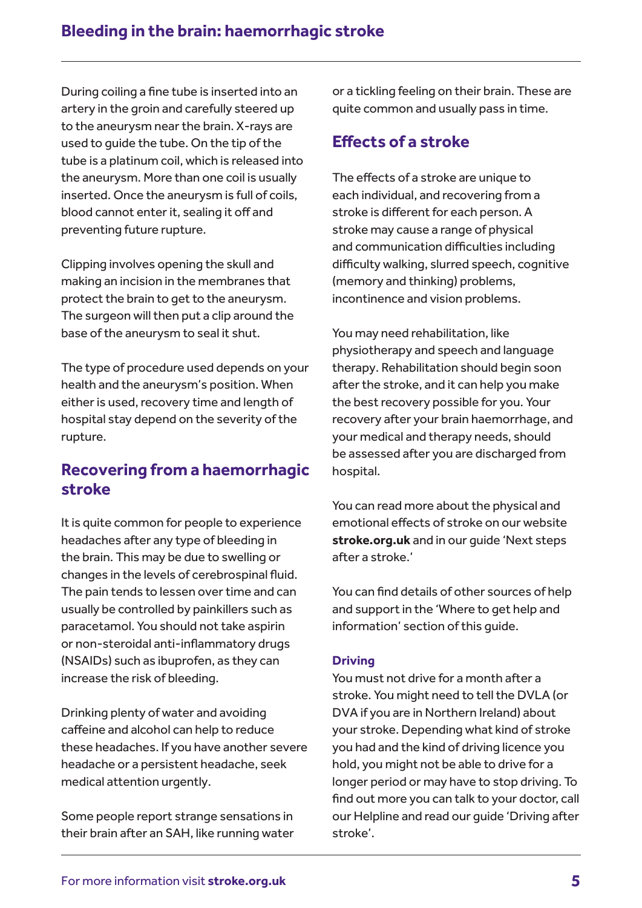During coiling a fine tube is inserted into an artery in the groin and carefully steered up to the aneurysm near the brain. X-rays are used to guide the tube. On the tip of the tube is a platinum coil, which is released into the aneurysm. More than one coil is usually inserted. Once the aneurysm is full of coils, blood cannot enter it, sealing it off and preventing future rupture.

Clipping involves opening the skull and making an incision in the membranes that protect the brain to get to the aneurysm. The surgeon will then put a clip around the base of the aneurysm to seal it shut.

The type of procedure used depends on your health and the aneurysm's position. When either is used, recovery time and length of hospital stay depend on the severity of the rupture.

## Recovering from a haemorrhagic stroke

It is quite common for people to experience headaches after any type of bleeding in the brain. This may be due to swelling or changes in the levels of cerebrospinal fluid. The pain tends to lessen over time and can usually be controlled by painkillers such as paracetamol. You should not take aspirin or non-steroidal anti-inflammatory drugs (NSAIDs) such as ibuprofen, as they can increase the risk of bleeding.

Drinking plenty of water and avoiding caffeine and alcohol can help to reduce these headaches. If you have another severe headache or a persistent headache, seek medical attention urgently.

Some people report strange sensations in their brain after an SAH, like running water or a tickling feeling on their brain. These are quite common and usually pass in time.

## Effects of a stroke

The effects of a stroke are unique to each individual, and recovering from a stroke is different for each person. A stroke may cause a range of physical and communication difficulties including difficulty walking, slurred speech, cognitive (memory and thinking) problems, incontinence and vision problems.

You may need rehabilitation, like physiotherapy and speech and language therapy. Rehabilitation should begin soon after the stroke, and it can help you make the best recovery possible for you. Your recovery after your brain haemorrhage, and your medical and therapy needs, should be assessed after you are discharged from hospital.

You can read more about the physical and emotional effects of stroke on our website **stroke.org.uk** and in our guide 'Next steps after a stroke.'

You can find details of other sources of help and support in the 'Where to get help and information' section of this guide.

### Driving

You must not drive for a month after a stroke. You might need to tell the DVLA (or DVA if you are in Northern Ireland) about your stroke. Depending what kind of stroke you had and the kind of driving licence you hold, you might not be able to drive for a longer period or may have to stop driving. To find out more you can talk to your doctor, call our Helpline and read our guide 'Driving after stroke'.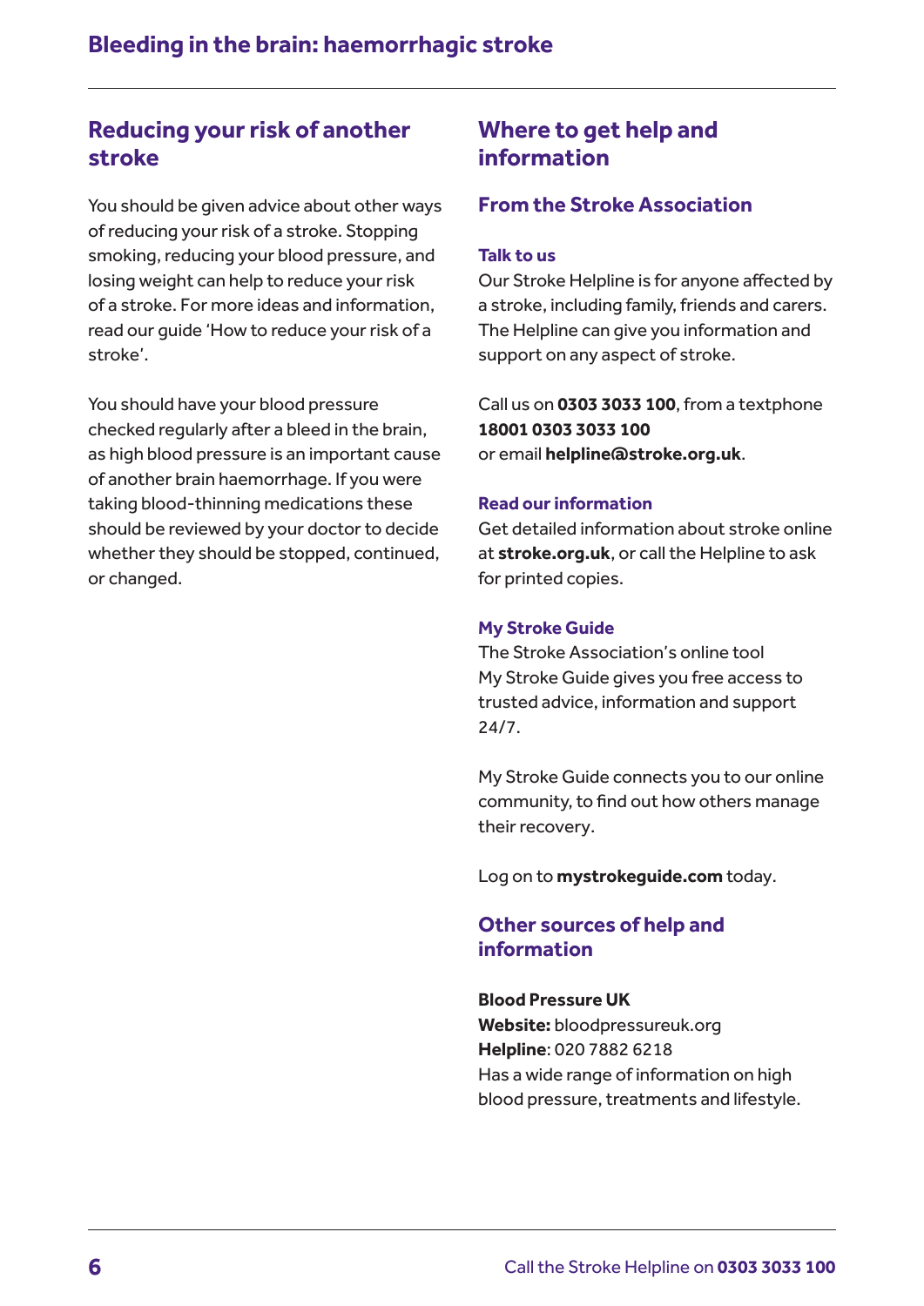## Reducing your risk of another stroke

You should be given advice about other ways of reducing your risk of a stroke. Stopping smoking, reducing your blood pressure, and losing weight can help to reduce your risk of a stroke. For more ideas and information, read our guide 'How to reduce your risk of a stroke'.

You should have your blood pressure checked regularly after a bleed in the brain, as high blood pressure is an important cause of another brain haemorrhage. If you were taking blood-thinning medications these should be reviewed by your doctor to decide whether they should be stopped, continued, or changed.

## Where to get help and information

### From the Stroke Association

#### Talk to us

Our Stroke Helpline is for anyone affected by a stroke, including family, friends and carers. The Helpline can give you information and support on any aspect of stroke.

Call us on **0303 3033 100**, from a textphone **18001 0303 3033 100** or email **helpline@stroke.org.uk**.

#### Read our information

Get detailed information about stroke online at **stroke.org.uk**, or call the Helpline to ask for printed copies.

#### My Stroke Guide

The Stroke Association's online tool My Stroke Guide gives you free access to trusted advice, information and support 24/7.

My Stroke Guide connects you to our online community, to find out how others manage their recovery.

Log on to **mystrokeguide.com** today.

### Other sources of help and information

**Blood Pressure UK**
**Website:** bloodpressureuk.org
**Helpline**: 020 7882 6218
Has a wide range of information on high blood pressure, treatments and lifestyle.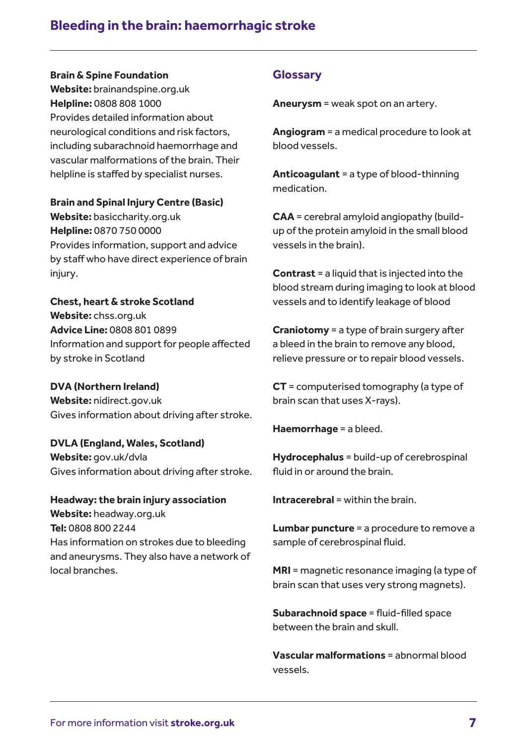**Brain & Spine Foundation**
**Website:** brainandspine.org.uk
**Helpline:** 0808 808 1000
Provides detailed information about neurological conditions and risk factors, including subarachnoid haemorrhage and vascular malformations of the brain. Their helpline is staffed by specialist nurses.

**Brain and Spinal Injury Centre (Basic)**
**Website:** basiccharity.org.uk
**Helpline:** 0870 750 0000
Provides information, support and advice by staff who have direct experience of brain injury.

**Chest, heart & stroke Scotland**
**Website:** chss.org.uk
**Advice Line:** 0808 801 0899
Information and support for people affected by stroke in Scotland

**DVA (Northern Ireland)**
**Website:** nidirect.gov.uk
Gives information about driving after stroke.

**DVLA (England, Wales, Scotland)**
**Website:** gov.uk/dvla
Gives information about driving after stroke.

**Headway: the brain injury association**
**Website:** headway.org.uk
**Tel:** 0808 800 2244
Has information on strokes due to bleeding and aneurysms. They also have a network of local branches.

## Glossary

**Aneurysm** = weak spot on an artery.

**Angiogram** = a medical procedure to look at blood vessels.

**Anticoagulant** = a type of blood-thinning medication.

**CAA** = cerebral amyloid angiopathy (build-up of the protein amyloid in the small blood vessels in the brain).

**Contrast** = a liquid that is injected into the blood stream during imaging to look at blood vessels and to identify leakage of blood

**Craniotomy** = a type of brain surgery after a bleed in the brain to remove any blood, relieve pressure or to repair blood vessels.

**CT** = computerised tomography (a type of brain scan that uses X-rays).

**Haemorrhage** = a bleed.

**Hydrocephalus** = build-up of cerebrospinal fluid in or around the brain.

**Intracerebral** = within the brain.

**Lumbar puncture** = a procedure to remove a sample of cerebrospinal fluid.

**MRI** = magnetic resonance imaging (a type of brain scan that uses very strong magnets).

**Subarachnoid space** = fluid-filled space between the brain and skull.

**Vascular malformations** = abnormal blood vessels.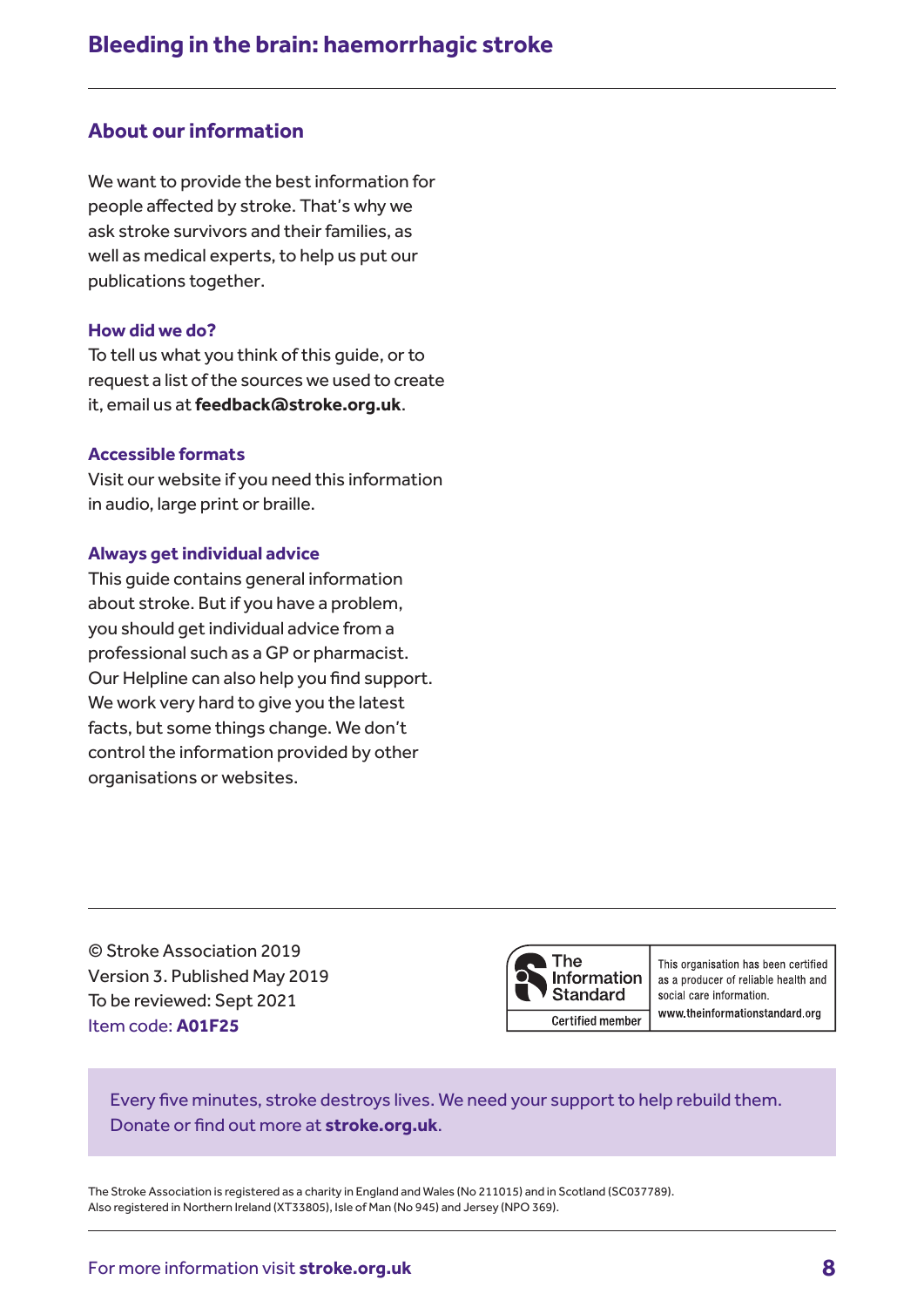## About our information

We want to provide the best information for people affected by stroke. That's why we ask stroke survivors and their families, as well as medical experts, to help us put our publications together.

### How did we do?

To tell us what you think of this guide, or to request a list of the sources we used to create it, email us at **feedback@stroke.org.uk**.

### Accessible formats

Visit our website if you need this information in audio, large print or braille.

### Always get individual advice

This guide contains general information about stroke. But if you have a problem, you should get individual advice from a professional such as a GP or pharmacist. Our Helpline can also help you find support. We work very hard to give you the latest facts, but some things change. We don't control the information provided by other organisations or websites.

© Stroke Association 2019
Version 3. Published May 2019
To be reviewed: Sept 2021
Item code: **A01F25**

The Information Standard
Certified member
This organisation has been certified as a producer of reliable health and social care information.
www.theinformationstandard.org

Every five minutes, stroke destroys lives. We need your support to help rebuild them. Donate or find out more at **stroke.org.uk**.

The Stroke Association is registered as a charity in England and Wales (No 211015) and in Scotland (SC037789). Also registered in Northern Ireland (XT33805), Isle of Man (No 945) and Jersey (NPO 369).